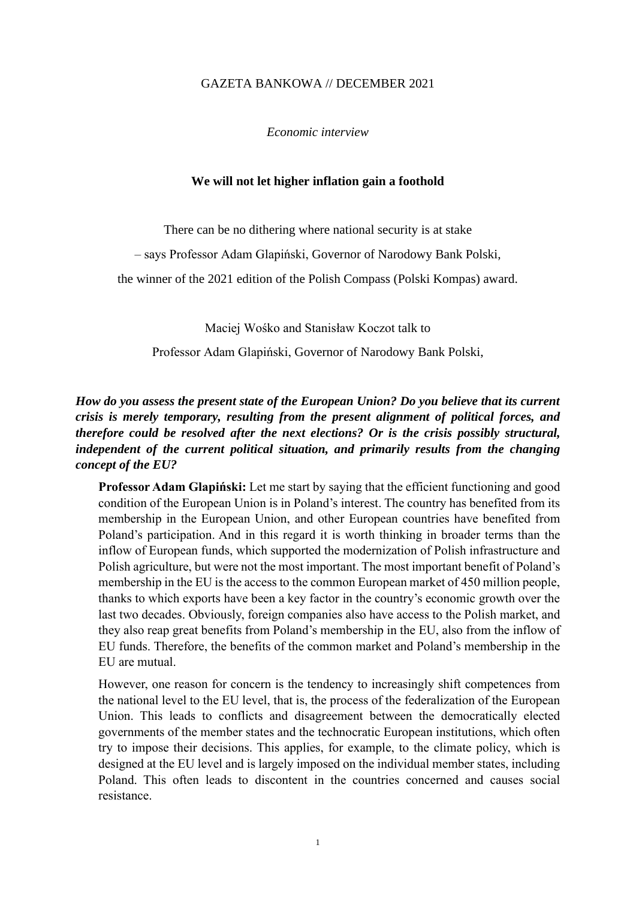GAZETA BANKOWA // DECEMBER 2021

*Economic interview*

# We will not let higher inflation gain a foothold

There can be no dithering where national security is at stake

– says Professor Adam Glapiński, Governor of Narodowy Bank Polski,

the winner of the 2021 edition of the Polish Compass (Polski Kompas) award.

Maciej Wośko and Stanisław Koczot talk to

Professor Adam Glapiński, Governor of Narodowy Bank Polski,

***How do you assess the present state of the European Union? Do you believe that its current crisis is merely temporary, resulting from the present alignment of political forces, and therefore could be resolved after the next elections? Or is the crisis possibly structural, independent of the current political situation, and primarily results from the changing concept of the EU?***

**Professor Adam Glapiński:** Let me start by saying that the efficient functioning and good condition of the European Union is in Poland's interest. The country has benefited from its membership in the European Union, and other European countries have benefited from Poland's participation. And in this regard it is worth thinking in broader terms than the inflow of European funds, which supported the modernization of Polish infrastructure and Polish agriculture, but were not the most important. The most important benefit of Poland's membership in the EU is the access to the common European market of 450 million people, thanks to which exports have been a key factor in the country's economic growth over the last two decades. Obviously, foreign companies also have access to the Polish market, and they also reap great benefits from Poland's membership in the EU, also from the inflow of EU funds. Therefore, the benefits of the common market and Poland's membership in the EU are mutual.

However, one reason for concern is the tendency to increasingly shift competences from the national level to the EU level, that is, the process of the federalization of the European Union. This leads to conflicts and disagreement between the democratically elected governments of the member states and the technocratic European institutions, which often try to impose their decisions. This applies, for example, to the climate policy, which is designed at the EU level and is largely imposed on the individual member states, including Poland. This often leads to discontent in the countries concerned and causes social resistance.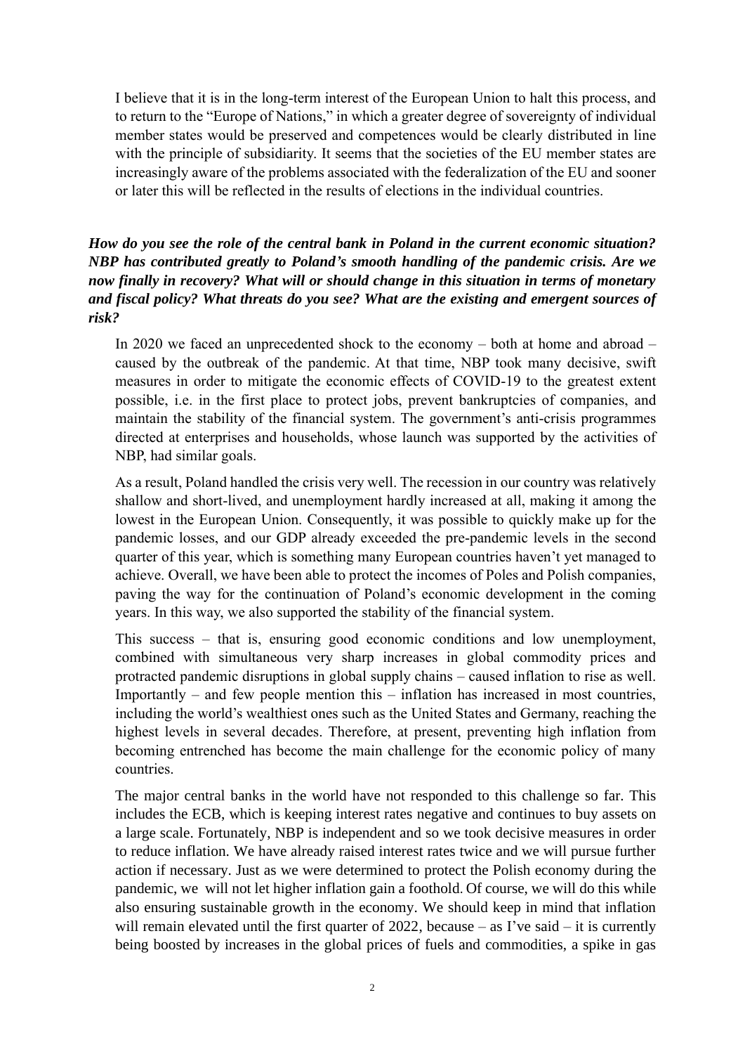I believe that it is in the long-term interest of the European Union to halt this process, and to return to the "Europe of Nations," in which a greater degree of sovereignty of individual member states would be preserved and competences would be clearly distributed in line with the principle of subsidiarity. It seems that the societies of the EU member states are increasingly aware of the problems associated with the federalization of the EU and sooner or later this will be reflected in the results of elections in the individual countries.

***How do you see the role of the central bank in Poland in the current economic situation? NBP has contributed greatly to Poland's smooth handling of the pandemic crisis. Are we now finally in recovery? What will or should change in this situation in terms of monetary and fiscal policy? What threats do you see? What are the existing and emergent sources of risk?***

In 2020 we faced an unprecedented shock to the economy – both at home and abroad – caused by the outbreak of the pandemic. At that time, NBP took many decisive, swift measures in order to mitigate the economic effects of COVID-19 to the greatest extent possible, i.e. in the first place to protect jobs, prevent bankruptcies of companies, and maintain the stability of the financial system. The government's anti-crisis programmes directed at enterprises and households, whose launch was supported by the activities of NBP, had similar goals.

As a result, Poland handled the crisis very well. The recession in our country was relatively shallow and short-lived, and unemployment hardly increased at all, making it among the lowest in the European Union. Consequently, it was possible to quickly make up for the pandemic losses, and our GDP already exceeded the pre-pandemic levels in the second quarter of this year, which is something many European countries haven't yet managed to achieve. Overall, we have been able to protect the incomes of Poles and Polish companies, paving the way for the continuation of Poland's economic development in the coming years. In this way, we also supported the stability of the financial system.

This success – that is, ensuring good economic conditions and low unemployment, combined with simultaneous very sharp increases in global commodity prices and protracted pandemic disruptions in global supply chains – caused inflation to rise as well. Importantly – and few people mention this – inflation has increased in most countries, including the world's wealthiest ones such as the United States and Germany, reaching the highest levels in several decades. Therefore, at present, preventing high inflation from becoming entrenched has become the main challenge for the economic policy of many countries.

The major central banks in the world have not responded to this challenge so far. This includes the ECB, which is keeping interest rates negative and continues to buy assets on a large scale. Fortunately, NBP is independent and so we took decisive measures in order to reduce inflation. We have already raised interest rates twice and we will pursue further action if necessary. Just as we were determined to protect the Polish economy during the pandemic, we will not let higher inflation gain a foothold. Of course, we will do this while also ensuring sustainable growth in the economy. We should keep in mind that inflation will remain elevated until the first quarter of 2022, because – as I've said – it is currently being boosted by increases in the global prices of fuels and commodities, a spike in gas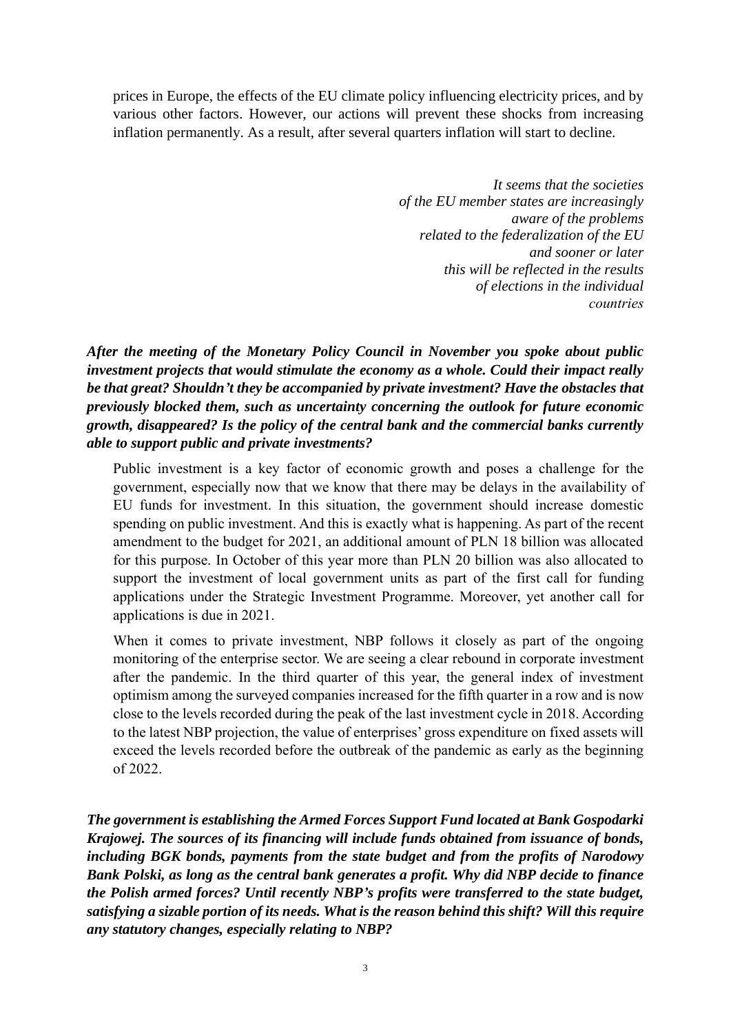prices in Europe, the effects of the EU climate policy influencing electricity prices, and by various other factors. However, our actions will prevent these shocks from increasing inflation permanently. As a result, after several quarters inflation will start to decline.

> *It seems that the societies of the EU member states are increasingly aware of the problems related to the federalization of the EU and sooner or later this will be reflected in the results of elections in the individual countries*

***After the meeting of the Monetary Policy Council in November you spoke about public investment projects that would stimulate the economy as a whole. Could their impact really be that great? Shouldn't they be accompanied by private investment? Have the obstacles that previously blocked them, such as uncertainty concerning the outlook for future economic growth, disappeared? Is the policy of the central bank and the commercial banks currently able to support public and private investments?***

Public investment is a key factor of economic growth and poses a challenge for the government, especially now that we know that there may be delays in the availability of EU funds for investment. In this situation, the government should increase domestic spending on public investment. And this is exactly what is happening. As part of the recent amendment to the budget for 2021, an additional amount of PLN 18 billion was allocated for this purpose. In October of this year more than PLN 20 billion was also allocated to support the investment of local government units as part of the first call for funding applications under the Strategic Investment Programme. Moreover, yet another call for applications is due in 2021.

When it comes to private investment, NBP follows it closely as part of the ongoing monitoring of the enterprise sector. We are seeing a clear rebound in corporate investment after the pandemic. In the third quarter of this year, the general index of investment optimism among the surveyed companies increased for the fifth quarter in a row and is now close to the levels recorded during the peak of the last investment cycle in 2018. According to the latest NBP projection, the value of enterprises' gross expenditure on fixed assets will exceed the levels recorded before the outbreak of the pandemic as early as the beginning of 2022.

***The government is establishing the Armed Forces Support Fund located at Bank Gospodarki Krajowej. The sources of its financing will include funds obtained from issuance of bonds, including BGK bonds, payments from the state budget and from the profits of Narodowy Bank Polski, as long as the central bank generates a profit. Why did NBP decide to finance the Polish armed forces? Until recently NBP's profits were transferred to the state budget, satisfying a sizable portion of its needs. What is the reason behind this shift? Will this require any statutory changes, especially relating to NBP?***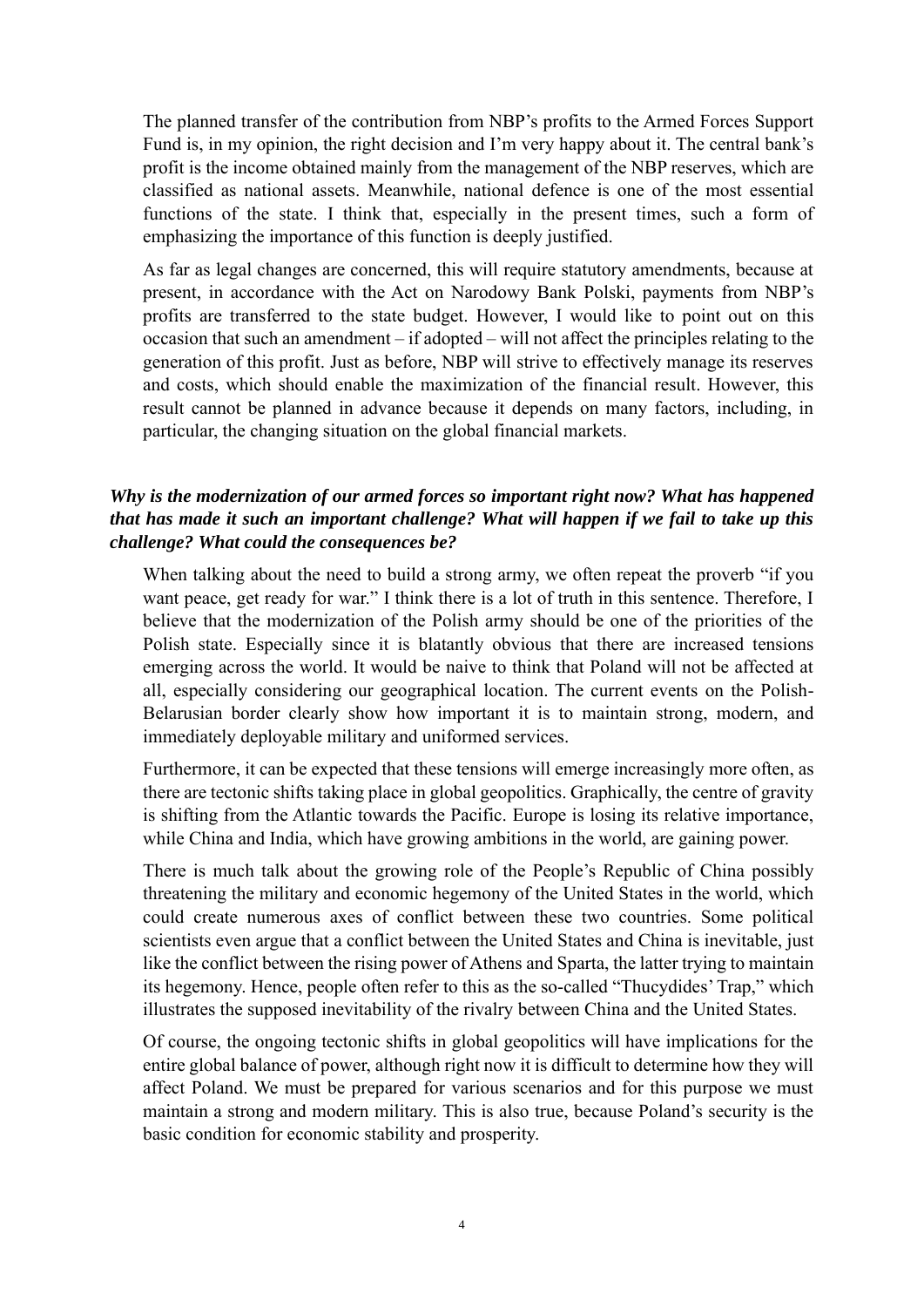The planned transfer of the contribution from NBP's profits to the Armed Forces Support Fund is, in my opinion, the right decision and I'm very happy about it. The central bank's profit is the income obtained mainly from the management of the NBP reserves, which are classified as national assets. Meanwhile, national defence is one of the most essential functions of the state. I think that, especially in the present times, such a form of emphasizing the importance of this function is deeply justified.

As far as legal changes are concerned, this will require statutory amendments, because at present, in accordance with the Act on Narodowy Bank Polski, payments from NBP's profits are transferred to the state budget. However, I would like to point out on this occasion that such an amendment – if adopted – will not affect the principles relating to the generation of this profit. Just as before, NBP will strive to effectively manage its reserves and costs, which should enable the maximization of the financial result. However, this result cannot be planned in advance because it depends on many factors, including, in particular, the changing situation on the global financial markets.

***Why is the modernization of our armed forces so important right now? What has happened that has made it such an important challenge? What will happen if we fail to take up this challenge? What could the consequences be?***

When talking about the need to build a strong army, we often repeat the proverb "if you want peace, get ready for war." I think there is a lot of truth in this sentence. Therefore, I believe that the modernization of the Polish army should be one of the priorities of the Polish state. Especially since it is blatantly obvious that there are increased tensions emerging across the world. It would be naive to think that Poland will not be affected at all, especially considering our geographical location. The current events on the Polish-Belarusian border clearly show how important it is to maintain strong, modern, and immediately deployable military and uniformed services.

Furthermore, it can be expected that these tensions will emerge increasingly more often, as there are tectonic shifts taking place in global geopolitics. Graphically, the centre of gravity is shifting from the Atlantic towards the Pacific. Europe is losing its relative importance, while China and India, which have growing ambitions in the world, are gaining power.

There is much talk about the growing role of the People's Republic of China possibly threatening the military and economic hegemony of the United States in the world, which could create numerous axes of conflict between these two countries. Some political scientists even argue that a conflict between the United States and China is inevitable, just like the conflict between the rising power of Athens and Sparta, the latter trying to maintain its hegemony. Hence, people often refer to this as the so-called "Thucydides' Trap," which illustrates the supposed inevitability of the rivalry between China and the United States.

Of course, the ongoing tectonic shifts in global geopolitics will have implications for the entire global balance of power, although right now it is difficult to determine how they will affect Poland. We must be prepared for various scenarios and for this purpose we must maintain a strong and modern military. This is also true, because Poland's security is the basic condition for economic stability and prosperity.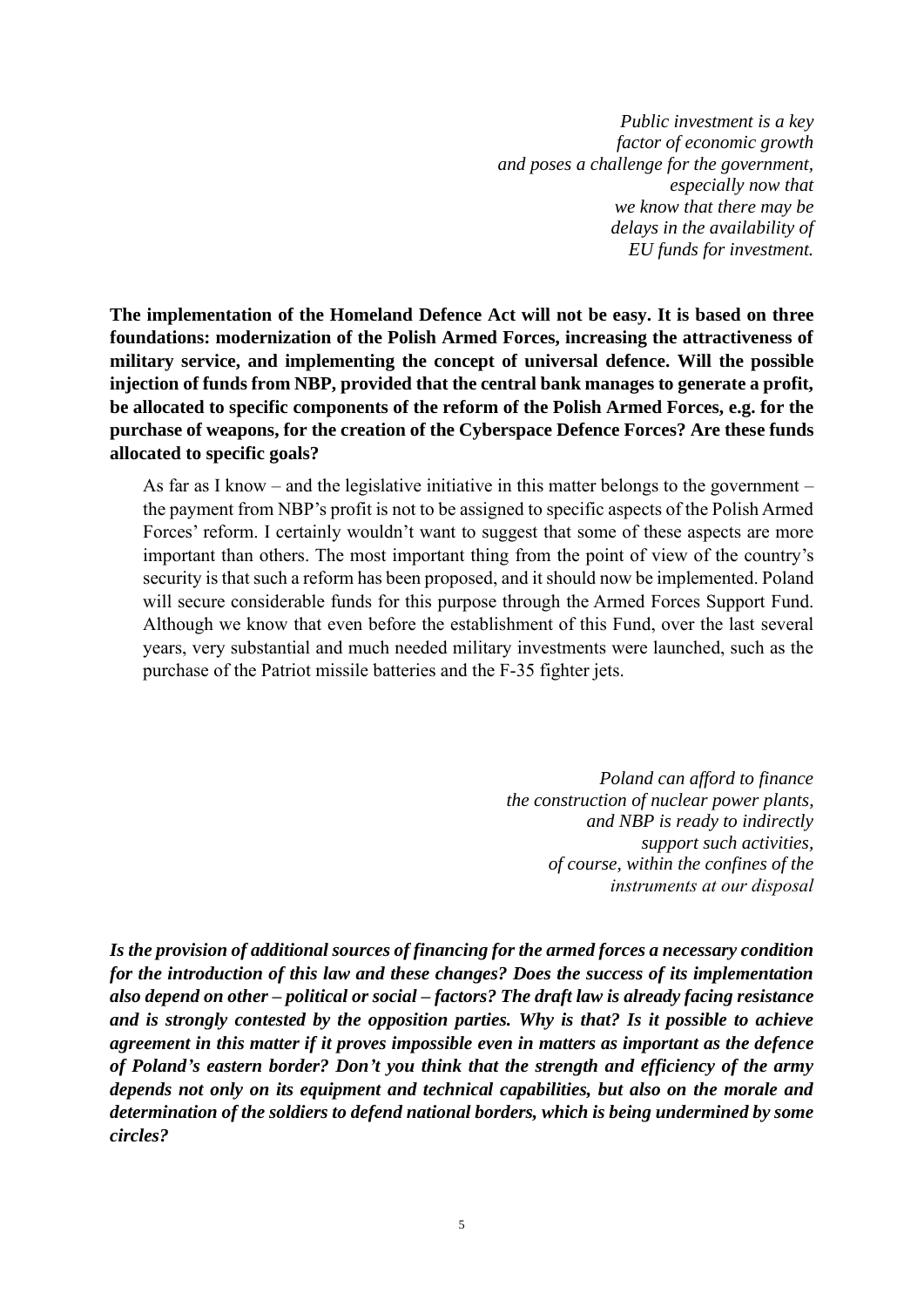*Public investment is a key factor of economic growth and poses a challenge for the government, especially now that we know that there may be delays in the availability of EU funds for investment.*

**The implementation of the Homeland Defence Act will not be easy. It is based on three foundations: modernization of the Polish Armed Forces, increasing the attractiveness of military service, and implementing the concept of universal defence. Will the possible injection of funds from NBP, provided that the central bank manages to generate a profit, be allocated to specific components of the reform of the Polish Armed Forces, e.g. for the purchase of weapons, for the creation of the Cyberspace Defence Forces? Are these funds allocated to specific goals?**

As far as I know – and the legislative initiative in this matter belongs to the government – the payment from NBP's profit is not to be assigned to specific aspects of the Polish Armed Forces' reform. I certainly wouldn't want to suggest that some of these aspects are more important than others. The most important thing from the point of view of the country's security is that such a reform has been proposed, and it should now be implemented. Poland will secure considerable funds for this purpose through the Armed Forces Support Fund. Although we know that even before the establishment of this Fund, over the last several years, very substantial and much needed military investments were launched, such as the purchase of the Patriot missile batteries and the F-35 fighter jets.

*Poland can afford to finance the construction of nuclear power plants, and NBP is ready to indirectly support such activities, of course, within the confines of the instruments at our disposal*

***Is the provision of additional sources of financing for the armed forces a necessary condition for the introduction of this law and these changes? Does the success of its implementation also depend on other – political or social – factors? The draft law is already facing resistance and is strongly contested by the opposition parties. Why is that? Is it possible to achieve agreement in this matter if it proves impossible even in matters as important as the defence of Poland's eastern border? Don't you think that the strength and efficiency of the army depends not only on its equipment and technical capabilities, but also on the morale and determination of the soldiers to defend national borders, which is being undermined by some circles?***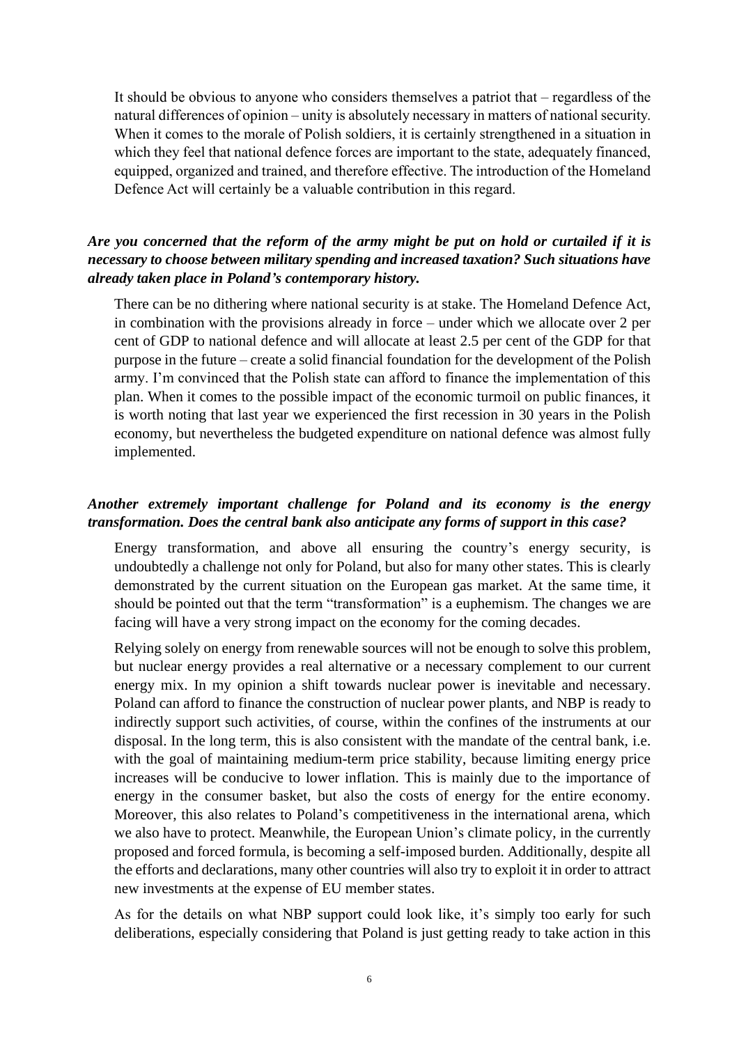It should be obvious to anyone who considers themselves a patriot that – regardless of the natural differences of opinion – unity is absolutely necessary in matters of national security. When it comes to the morale of Polish soldiers, it is certainly strengthened in a situation in which they feel that national defence forces are important to the state, adequately financed, equipped, organized and trained, and therefore effective. The introduction of the Homeland Defence Act will certainly be a valuable contribution in this regard.

***Are you concerned that the reform of the army might be put on hold or curtailed if it is necessary to choose between military spending and increased taxation? Such situations have already taken place in Poland's contemporary history.***

There can be no dithering where national security is at stake. The Homeland Defence Act, in combination with the provisions already in force – under which we allocate over 2 per cent of GDP to national defence and will allocate at least 2.5 per cent of the GDP for that purpose in the future – create a solid financial foundation for the development of the Polish army. I'm convinced that the Polish state can afford to finance the implementation of this plan. When it comes to the possible impact of the economic turmoil on public finances, it is worth noting that last year we experienced the first recession in 30 years in the Polish economy, but nevertheless the budgeted expenditure on national defence was almost fully implemented.

***Another extremely important challenge for Poland and its economy is the energy transformation. Does the central bank also anticipate any forms of support in this case?***

Energy transformation, and above all ensuring the country's energy security, is undoubtedly a challenge not only for Poland, but also for many other states. This is clearly demonstrated by the current situation on the European gas market. At the same time, it should be pointed out that the term "transformation" is a euphemism. The changes we are facing will have a very strong impact on the economy for the coming decades.

Relying solely on energy from renewable sources will not be enough to solve this problem, but nuclear energy provides a real alternative or a necessary complement to our current energy mix. In my opinion a shift towards nuclear power is inevitable and necessary. Poland can afford to finance the construction of nuclear power plants, and NBP is ready to indirectly support such activities, of course, within the confines of the instruments at our disposal. In the long term, this is also consistent with the mandate of the central bank, i.e. with the goal of maintaining medium-term price stability, because limiting energy price increases will be conducive to lower inflation. This is mainly due to the importance of energy in the consumer basket, but also the costs of energy for the entire economy. Moreover, this also relates to Poland's competitiveness in the international arena, which we also have to protect. Meanwhile, the European Union's climate policy, in the currently proposed and forced formula, is becoming a self-imposed burden. Additionally, despite all the efforts and declarations, many other countries will also try to exploit it in order to attract new investments at the expense of EU member states.

As for the details on what NBP support could look like, it's simply too early for such deliberations, especially considering that Poland is just getting ready to take action in this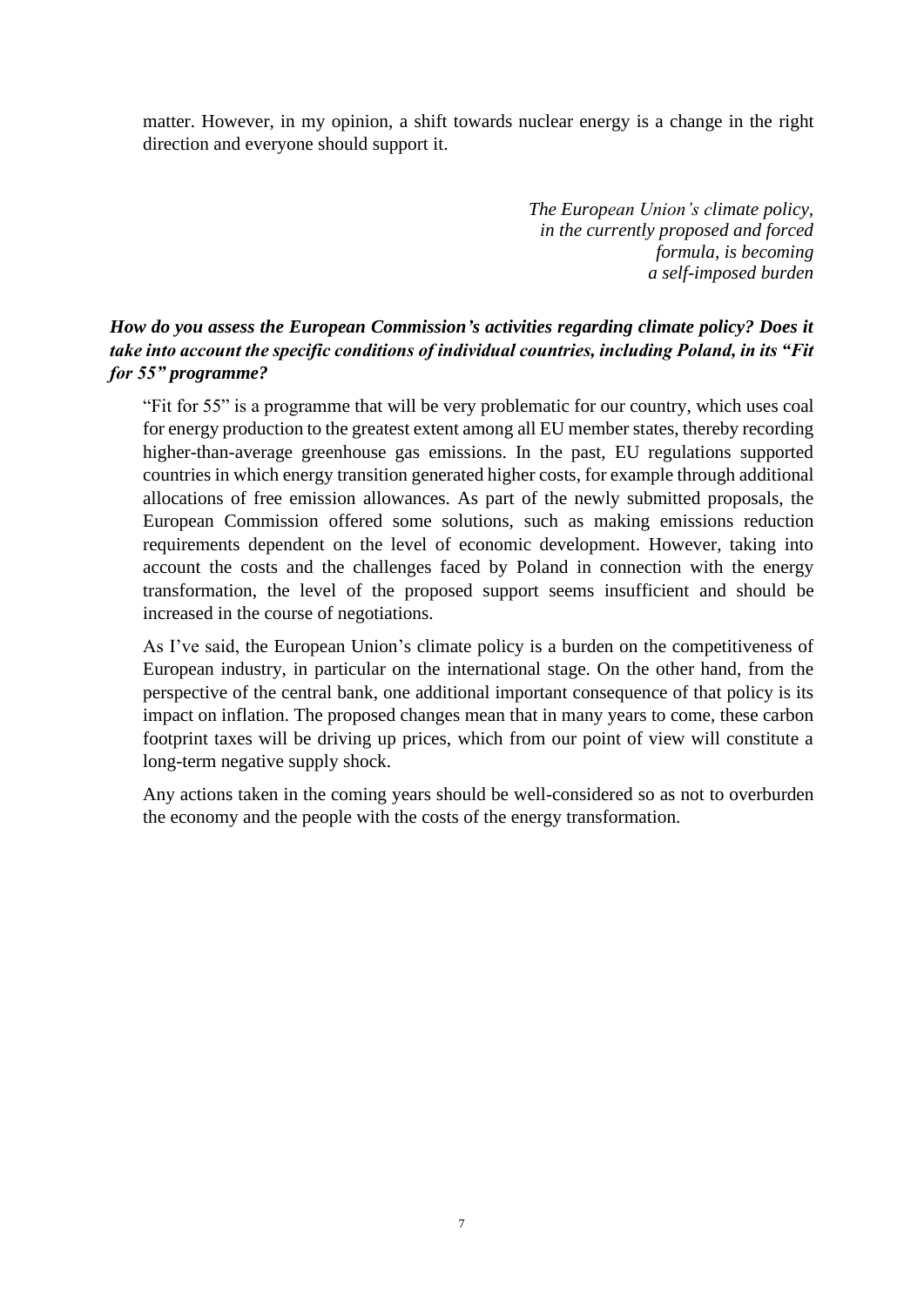matter. However, in my opinion, a shift towards nuclear energy is a change in the right direction and everyone should support it.

*The European Union's climate policy, in the currently proposed and forced formula, is becoming a self-imposed burden*

***How do you assess the European Commission's activities regarding climate policy? Does it take into account the specific conditions of individual countries, including Poland, in its "Fit for 55" programme?***

"Fit for 55" is a programme that will be very problematic for our country, which uses coal for energy production to the greatest extent among all EU member states, thereby recording higher-than-average greenhouse gas emissions. In the past, EU regulations supported countries in which energy transition generated higher costs, for example through additional allocations of free emission allowances. As part of the newly submitted proposals, the European Commission offered some solutions, such as making emissions reduction requirements dependent on the level of economic development. However, taking into account the costs and the challenges faced by Poland in connection with the energy transformation, the level of the proposed support seems insufficient and should be increased in the course of negotiations.

As I've said, the European Union's climate policy is a burden on the competitiveness of European industry, in particular on the international stage. On the other hand, from the perspective of the central bank, one additional important consequence of that policy is its impact on inflation. The proposed changes mean that in many years to come, these carbon footprint taxes will be driving up prices, which from our point of view will constitute a long-term negative supply shock.

Any actions taken in the coming years should be well-considered so as not to overburden the economy and the people with the costs of the energy transformation.